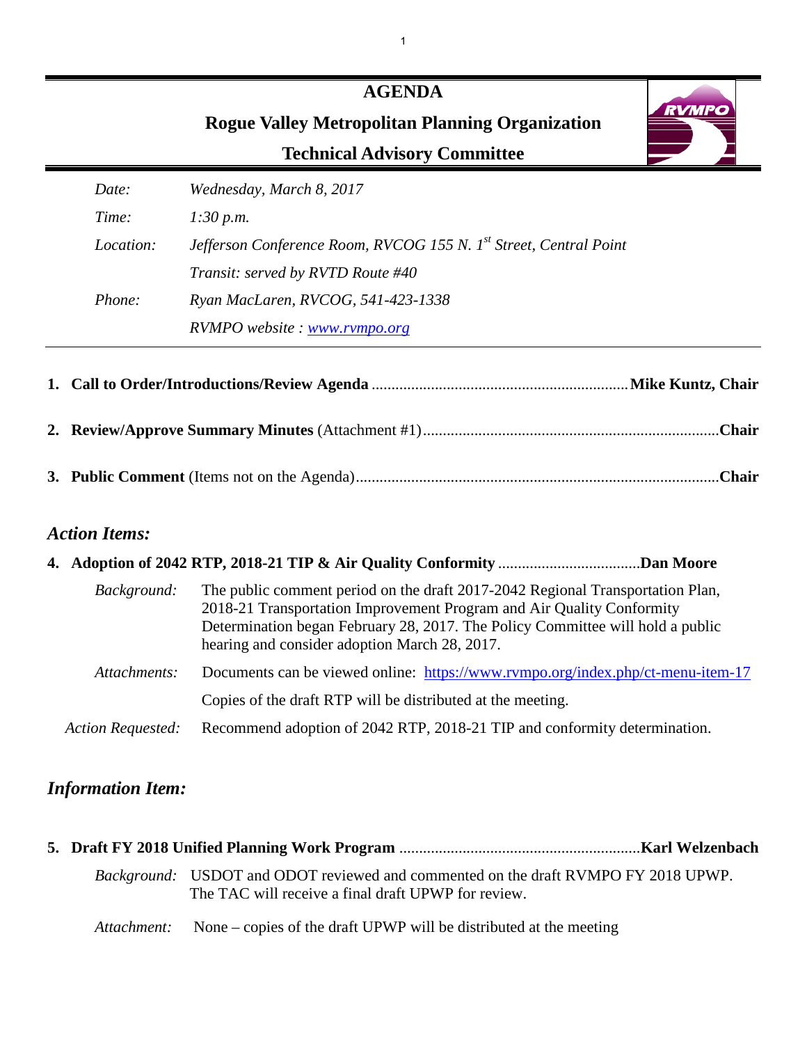# AGENDA

## Rogue Valley Metropolitan Planning Organization

## Technical Advisory Committee

| | |
|---|---|
| *Date:* | *Wednesday, March 8, 2017* |
| *Time:* | *1:30 p.m.* |
| *Location:* | *Jefferson Conference Room, RVCOG 155 N. 1st Street, Central Point* |
| | *Transit: served by RVTD Route #40* |
| *Phone:* | *Ryan MacLaren, RVCOG, 541-423-1338* |
| | *RVMPO website : [www.rvmpo.org](www.rvmpo.org)* |

1. **Call to Order/Introductions/Review Agenda** ................................................................ **Mike Kuntz, Chair**

2. **Review/Approve Summary Minutes** (Attachment #1) ........................................................................... **Chair**

3. **Public Comment** (Items not on the Agenda) ........................................................................................... **Chair**

### *Action Items:*

4. **Adoption of 2042 RTP, 2018-21 TIP & Air Quality Conformity** ................................... **Dan Moore**

   *Background:* The public comment period on the draft 2017-2042 Regional Transportation Plan, 2018-21 Transportation Improvement Program and Air Quality Conformity Determination began February 28, 2017. The Policy Committee will hold a public hearing and consider adoption March 28, 2017.

   *Attachments:* Documents can be viewed online: [https://www.rvmpo.org/index.php/ct-menu-item-17](https://www.rvmpo.org/index.php/ct-menu-item-17)

   Copies of the draft RTP will be distributed at the meeting.

   *Action Requested:* Recommend adoption of 2042 RTP, 2018-21 TIP and conformity determination.

### *Information Item:*

5. **Draft FY 2018 Unified Planning Work Program** ............................................................ **Karl Welzenbach**

   *Background:* USDOT and ODOT reviewed and commented on the draft RVMPO FY 2018 UPWP. The TAC will receive a final draft UPWP for review.

   *Attachment:* None – copies of the draft UPWP will be distributed at the meeting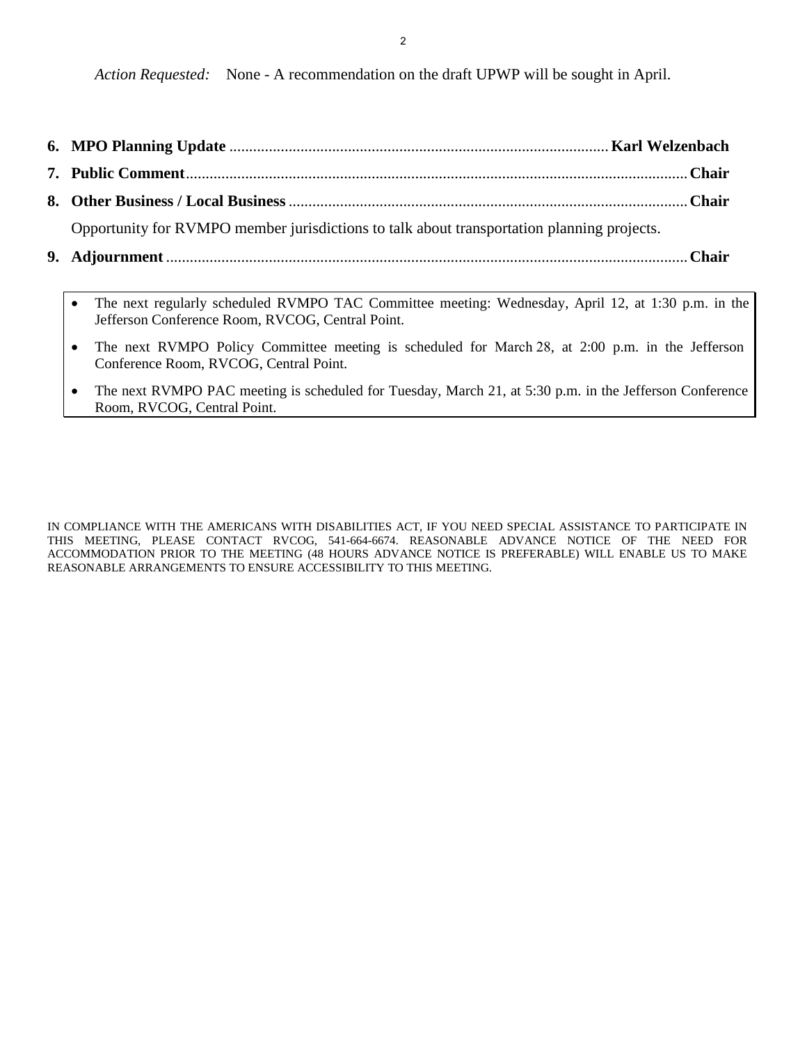*Action Requested:* None - A recommendation on the draft UPWP will be sought in April.

**6. MPO Planning Update** ............................................................. **Karl Welzenbach**

**7. Public Comment** ............................................................. **Chair**

**8. Other Business / Local Business** ............................................................. **Chair**

Opportunity for RVMPO member jurisdictions to talk about transportation planning projects.

**9. Adjournment** ............................................................. **Chair**

- The next regularly scheduled RVMPO TAC Committee meeting: Wednesday, April 12, at 1:30 p.m. in the Jefferson Conference Room, RVCOG, Central Point.
- The next RVMPO Policy Committee meeting is scheduled for March 28, at 2:00 p.m. in the Jefferson Conference Room, RVCOG, Central Point.
- The next RVMPO PAC meeting is scheduled for Tuesday, March 21, at 5:30 p.m. in the Jefferson Conference Room, RVCOG, Central Point.

IN COMPLIANCE WITH THE AMERICANS WITH DISABILITIES ACT, IF YOU NEED SPECIAL ASSISTANCE TO PARTICIPATE IN THIS MEETING, PLEASE CONTACT RVCOG, 541-664-6674. REASONABLE ADVANCE NOTICE OF THE NEED FOR ACCOMMODATION PRIOR TO THE MEETING (48 HOURS ADVANCE NOTICE IS PREFERABLE) WILL ENABLE US TO MAKE REASONABLE ARRANGEMENTS TO ENSURE ACCESSIBILITY TO THIS MEETING.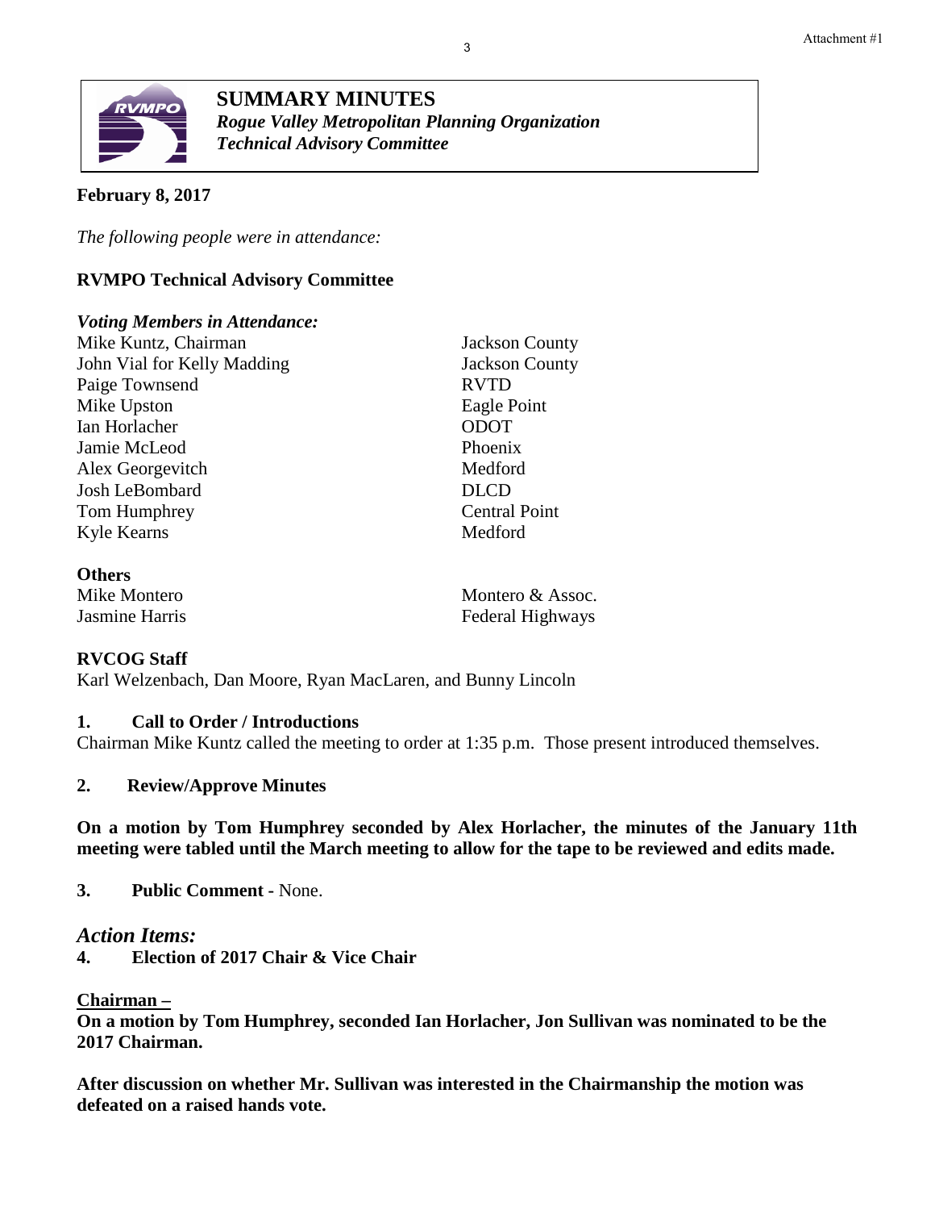Attachment #1

# SUMMARY MINUTES

***Rogue Valley Metropolitan Planning Organization***
***Technical Advisory Committee***

**February 8, 2017**

*The following people were in attendance:*

**RVMPO Technical Advisory Committee**

***Voting Members in Attendance:***

| | |
|---|---|
| Mike Kuntz, Chairman | Jackson County |
| John Vial for Kelly Madding | Jackson County |
| Paige Townsend | RVTD |
| Mike Upston | Eagle Point |
| Ian Horlacher | ODOT |
| Jamie McLeod | Phoenix |
| Alex Georgevitch | Medford |
| Josh LeBombard | DLCD |
| Tom Humphrey | Central Point |
| Kyle Kearns | Medford |

**Others**

| | |
|---|---|
| Mike Montero | Montero & Assoc. |
| Jasmine Harris | Federal Highways |

**RVCOG Staff**

Karl Welzenbach, Dan Moore, Ryan MacLaren, and Bunny Lincoln

**1. Call to Order / Introductions**

Chairman Mike Kuntz called the meeting to order at 1:35 p.m. Those present introduced themselves.

**2. Review/Approve Minutes**

**On a motion by Tom Humphrey seconded by Alex Horlacher, the minutes of the January 11th meeting were tabled until the March meeting to allow for the tape to be reviewed and edits made.**

**3. Public Comment** - None.

*Action Items:*

**4. Election of 2017 Chair & Vice Chair**

**Chairman –**

**On a motion by Tom Humphrey, seconded Ian Horlacher, Jon Sullivan was nominated to be the 2017 Chairman.**

**After discussion on whether Mr. Sullivan was interested in the Chairmanship the motion was defeated on a raised hands vote.**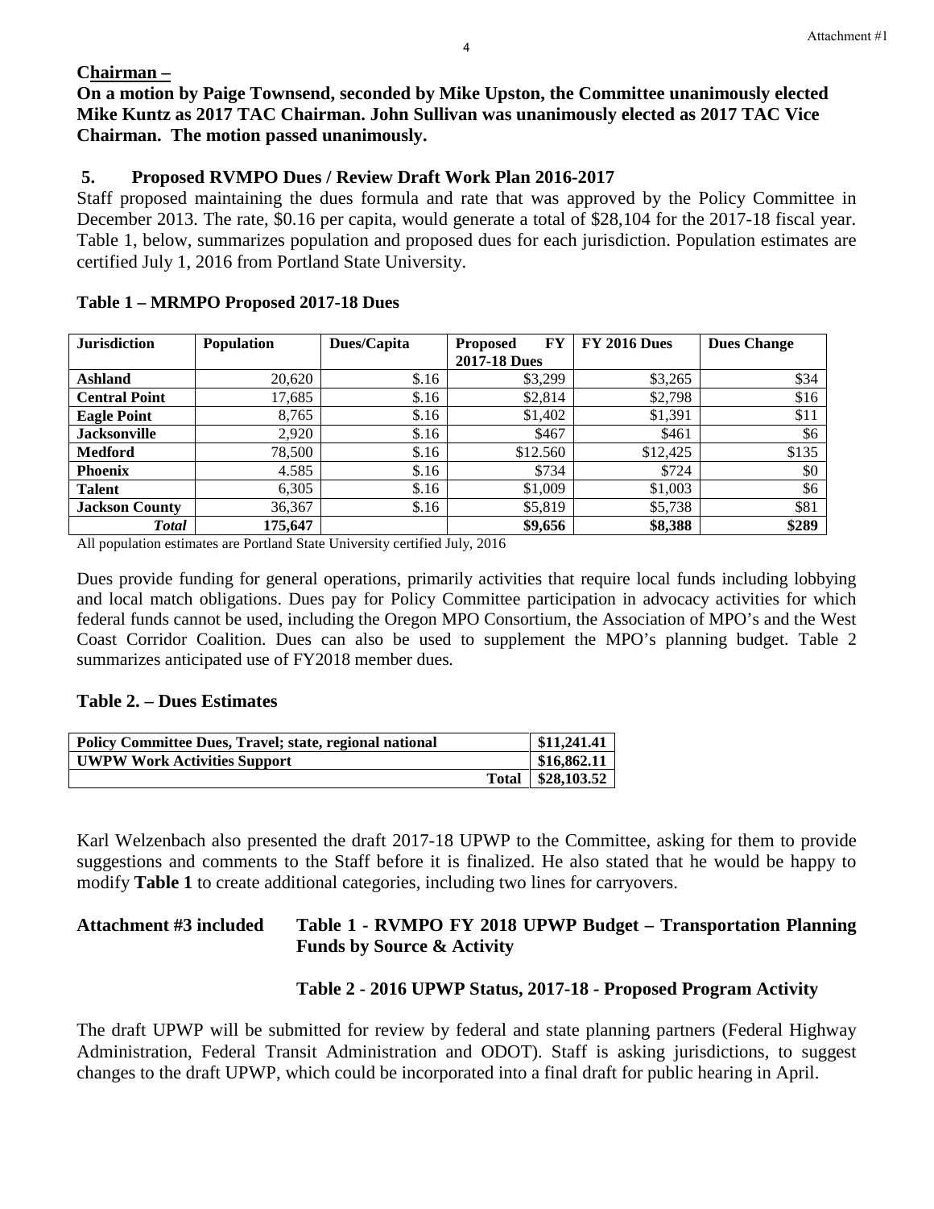**Chairman –**

**On a motion by Paige Townsend, seconded by Mike Upston, the Committee unanimously elected Mike Kuntz as 2017 TAC Chairman. John Sullivan was unanimously elected as 2017 TAC Vice Chairman. The motion passed unanimously.**

## 5. Proposed RVMPO Dues / Review Draft Work Plan 2016-2017

Staff proposed maintaining the dues formula and rate that was approved by the Policy Committee in December 2013. The rate, $0.16 per capita, would generate a total of $28,104 for the 2017-18 fiscal year. Table 1, below, summarizes population and proposed dues for each jurisdiction. Population estimates are certified July 1, 2016 from Portland State University.

### Table 1 – MRMPO Proposed 2017-18 Dues

| Jurisdiction | Population | Dues/Capita | Proposed FY 2017-18 Dues | FY 2016 Dues | Dues Change |
|---|---|---|---|---|---|
| **Ashland** | 20,620 | $.16 | $3,299 | $3,265 | $34 |
| **Central Point** | 17,685 | $.16 | $2,814 | $2,798 | $16 |
| **Eagle Point** | 8,765 | $.16 | $1,402 | $1,391 | $11 |
| **Jacksonville** | 2,920 | $.16 | $467 | $461 | $6 |
| **Medford** | 78,500 | $.16 | $12.560 | $12,425 | $135 |
| **Phoenix** | 4.585 | $.16 | $734 | $724 | $0 |
| **Talent** | 6,305 | $.16 | $1,009 | $1,003 | $6 |
| **Jackson County** | 36,367 | $.16 | $5,819 | $5,738 | $81 |
| ***Total*** | **175,647** | | **$9,656** | **$8,388** | **$289** |

All population estimates are Portland State University certified July, 2016

Dues provide funding for general operations, primarily activities that require local funds including lobbying and local match obligations. Dues pay for Policy Committee participation in advocacy activities for which federal funds cannot be used, including the Oregon MPO Consortium, the Association of MPO's and the West Coast Corridor Coalition. Dues can also be used to supplement the MPO's planning budget. Table 2 summarizes anticipated use of FY2018 member dues.

### Table 2. – Dues Estimates

| | |
|---|---|
| **Policy Committee Dues, Travel; state, regional national** | **$11,241.41** |
| **UWPW Work Activities Support** | **$16,862.11** |
| **Total** | **$28,103.52** |

Karl Welzenbach also presented the draft 2017-18 UPWP to the Committee, asking for them to provide suggestions and comments to the Staff before it is finalized. He also stated that he would be happy to modify **Table 1** to create additional categories, including two lines for carryovers.

**Attachment #3 included** **Table 1 - RVMPO FY 2018 UPWP Budget – Transportation Planning Funds by Source & Activity**

**Table 2 - 2016 UPWP Status, 2017-18 - Proposed Program Activity**

The draft UPWP will be submitted for review by federal and state planning partners (Federal Highway Administration, Federal Transit Administration and ODOT). Staff is asking jurisdictions, to suggest changes to the draft UPWP, which could be incorporated into a final draft for public hearing in April.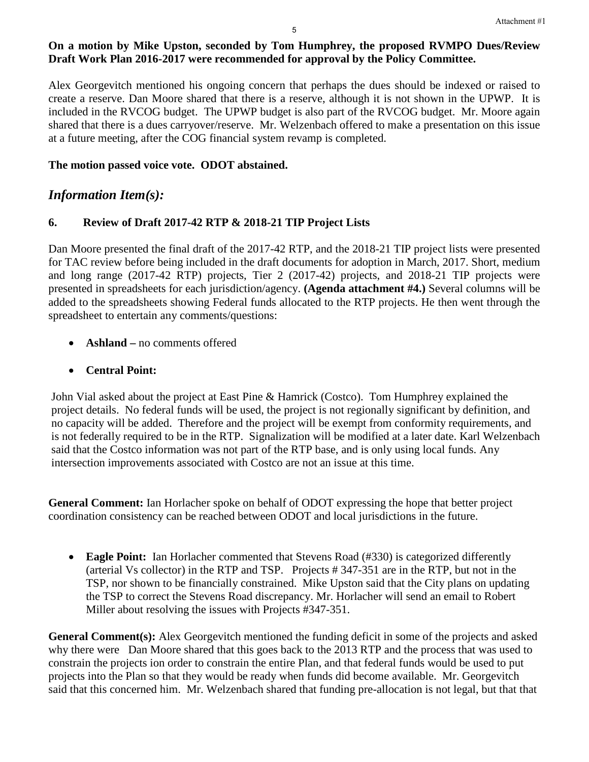**On a motion by Mike Upston, seconded by Tom Humphrey, the proposed RVMPO Dues/Review Draft Work Plan 2016-2017 were recommended for approval by the Policy Committee.**

Alex Georgevitch mentioned his ongoing concern that perhaps the dues should be indexed or raised to create a reserve. Dan Moore shared that there is a reserve, although it is not shown in the UPWP. It is included in the RVCOG budget. The UPWP budget is also part of the RVCOG budget. Mr. Moore again shared that there is a dues carryover/reserve. Mr. Welzenbach offered to make a presentation on this issue at a future meeting, after the COG financial system revamp is completed.

**The motion passed voice vote. ODOT abstained.**

## *Information Item(s):*

### 6. Review of Draft 2017-42 RTP & 2018-21 TIP Project Lists

Dan Moore presented the final draft of the 2017-42 RTP, and the 2018-21 TIP project lists were presented for TAC review before being included in the draft documents for adoption in March, 2017. Short, medium and long range (2017-42 RTP) projects, Tier 2 (2017-42) projects, and 2018-21 TIP projects were presented in spreadsheets for each jurisdiction/agency. **(Agenda attachment #4.)** Several columns will be added to the spreadsheets showing Federal funds allocated to the RTP projects. He then went through the spreadsheet to entertain any comments/questions:

- **Ashland –** no comments offered
- **Central Point:**

John Vial asked about the project at East Pine & Hamrick (Costco). Tom Humphrey explained the project details. No federal funds will be used, the project is not regionally significant by definition, and no capacity will be added. Therefore and the project will be exempt from conformity requirements, and is not federally required to be in the RTP. Signalization will be modified at a later date. Karl Welzenbach said that the Costco information was not part of the RTP base, and is only using local funds. Any intersection improvements associated with Costco are not an issue at this time.

**General Comment:** Ian Horlacher spoke on behalf of ODOT expressing the hope that better project coordination consistency can be reached between ODOT and local jurisdictions in the future.

- **Eagle Point:** Ian Horlacher commented that Stevens Road (#330) is categorized differently (arterial Vs collector) in the RTP and TSP. Projects # 347-351 are in the RTP, but not in the TSP, nor shown to be financially constrained. Mike Upston said that the City plans on updating the TSP to correct the Stevens Road discrepancy. Mr. Horlacher will send an email to Robert Miller about resolving the issues with Projects #347-351.

**General Comment(s):** Alex Georgevitch mentioned the funding deficit in some of the projects and asked why there were Dan Moore shared that this goes back to the 2013 RTP and the process that was used to constrain the projects ion order to constrain the entire Plan, and that federal funds would be used to put projects into the Plan so that they would be ready when funds did become available. Mr. Georgevitch said that this concerned him. Mr. Welzenbach shared that funding pre-allocation is not legal, but that that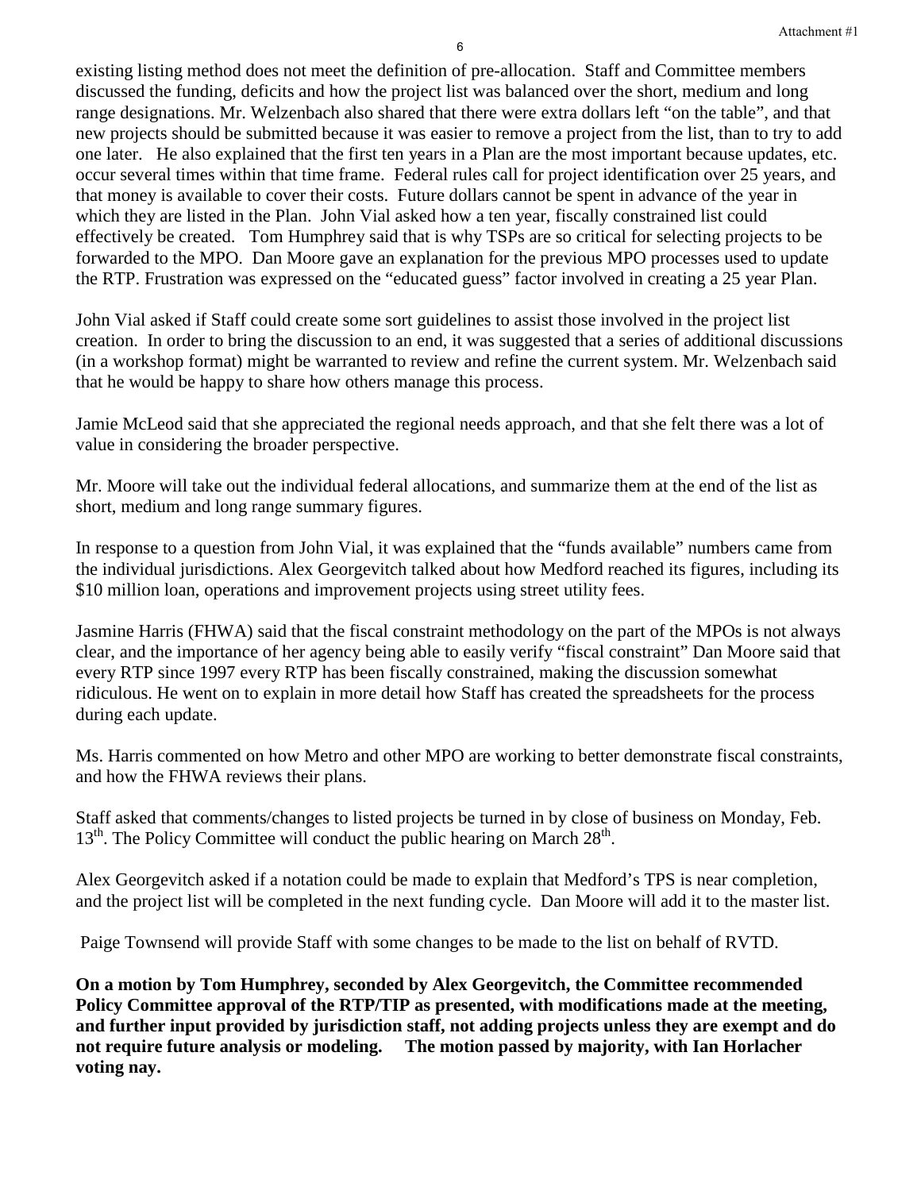existing listing method does not meet the definition of pre-allocation. Staff and Committee members discussed the funding, deficits and how the project list was balanced over the short, medium and long range designations. Mr. Welzenbach also shared that there were extra dollars left "on the table", and that new projects should be submitted because it was easier to remove a project from the list, than to try to add one later. He also explained that the first ten years in a Plan are the most important because updates, etc. occur several times within that time frame. Federal rules call for project identification over 25 years, and that money is available to cover their costs. Future dollars cannot be spent in advance of the year in which they are listed in the Plan. John Vial asked how a ten year, fiscally constrained list could effectively be created. Tom Humphrey said that is why TSPs are so critical for selecting projects to be forwarded to the MPO. Dan Moore gave an explanation for the previous MPO processes used to update the RTP. Frustration was expressed on the "educated guess" factor involved in creating a 25 year Plan.

John Vial asked if Staff could create some sort guidelines to assist those involved in the project list creation. In order to bring the discussion to an end, it was suggested that a series of additional discussions (in a workshop format) might be warranted to review and refine the current system. Mr. Welzenbach said that he would be happy to share how others manage this process.

Jamie McLeod said that she appreciated the regional needs approach, and that she felt there was a lot of value in considering the broader perspective.

Mr. Moore will take out the individual federal allocations, and summarize them at the end of the list as short, medium and long range summary figures.

In response to a question from John Vial, it was explained that the "funds available" numbers came from the individual jurisdictions. Alex Georgevitch talked about how Medford reached its figures, including its $10 million loan, operations and improvement projects using street utility fees.

Jasmine Harris (FHWA) said that the fiscal constraint methodology on the part of the MPOs is not always clear, and the importance of her agency being able to easily verify "fiscal constraint" Dan Moore said that every RTP since 1997 every RTP has been fiscally constrained, making the discussion somewhat ridiculous. He went on to explain in more detail how Staff has created the spreadsheets for the process during each update.

Ms. Harris commented on how Metro and other MPO are working to better demonstrate fiscal constraints, and how the FHWA reviews their plans.

Staff asked that comments/changes to listed projects be turned in by close of business on Monday, Feb. 13th. The Policy Committee will conduct the public hearing on March 28th.

Alex Georgevitch asked if a notation could be made to explain that Medford's TPS is near completion, and the project list will be completed in the next funding cycle. Dan Moore will add it to the master list.

Paige Townsend will provide Staff with some changes to be made to the list on behalf of RVTD.

**On a motion by Tom Humphrey, seconded by Alex Georgevitch, the Committee recommended Policy Committee approval of the RTP/TIP as presented, with modifications made at the meeting, and further input provided by jurisdiction staff, not adding projects unless they are exempt and do not require future analysis or modeling. The motion passed by majority, with Ian Horlacher voting nay.**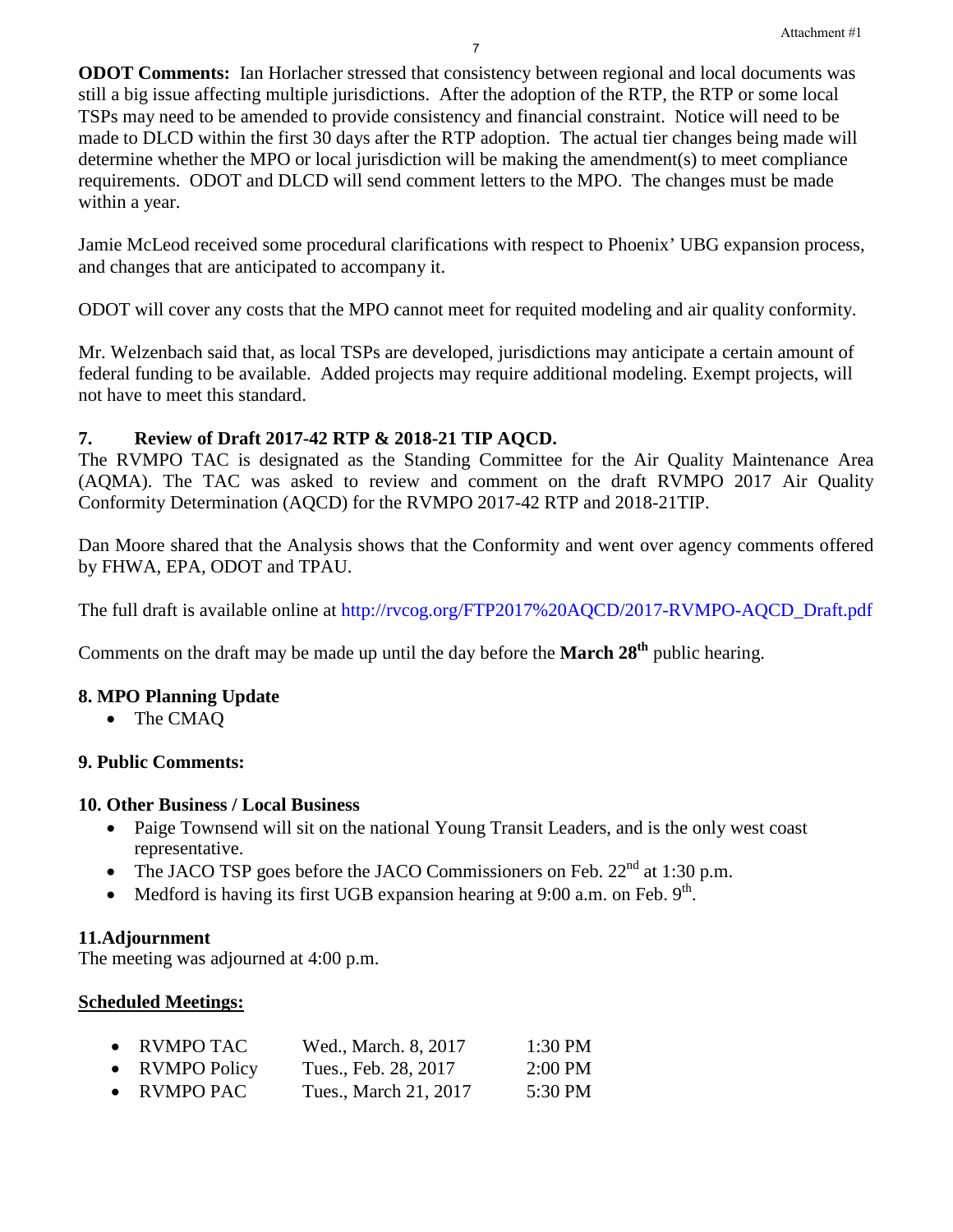**ODOT Comments:** Ian Horlacher stressed that consistency between regional and local documents was still a big issue affecting multiple jurisdictions. After the adoption of the RTP, the RTP or some local TSPs may need to be amended to provide consistency and financial constraint. Notice will need to be made to DLCD within the first 30 days after the RTP adoption. The actual tier changes being made will determine whether the MPO or local jurisdiction will be making the amendment(s) to meet compliance requirements. ODOT and DLCD will send comment letters to the MPO. The changes must be made within a year.

Jamie McLeod received some procedural clarifications with respect to Phoenix' UBG expansion process, and changes that are anticipated to accompany it.

ODOT will cover any costs that the MPO cannot meet for requited modeling and air quality conformity.

Mr. Welzenbach said that, as local TSPs are developed, jurisdictions may anticipate a certain amount of federal funding to be available. Added projects may require additional modeling. Exempt projects, will not have to meet this standard.

## 7. Review of Draft 2017-42 RTP & 2018-21 TIP AQCD.

The RVMPO TAC is designated as the Standing Committee for the Air Quality Maintenance Area (AQMA). The TAC was asked to review and comment on the draft RVMPO 2017 Air Quality Conformity Determination (AQCD) for the RVMPO 2017-42 RTP and 2018-21TIP.

Dan Moore shared that the Analysis shows that the Conformity and went over agency comments offered by FHWA, EPA, ODOT and TPAU.

The full draft is available online at http://rvcog.org/FTP2017%20AQCD/2017-RVMPO-AQCD_Draft.pdf

Comments on the draft may be made up until the day before the **March 28th** public hearing.

## 8. MPO Planning Update

- The CMAQ

## 9. Public Comments:

## 10. Other Business / Local Business

- Paige Townsend will sit on the national Young Transit Leaders, and is the only west coast representative.
- The JACO TSP goes before the JACO Commissioners on Feb. 22nd at 1:30 p.m.
- Medford is having its first UGB expansion hearing at 9:00 a.m. on Feb. 9th.

## 11.Adjournment

The meeting was adjourned at 4:00 p.m.

**Scheduled Meetings:**

| | | |
|---|---|---|
| • RVMPO TAC | Wed., March. 8, 2017 | 1:30 PM |
| • RVMPO Policy | Tues., Feb. 28, 2017 | 2:00 PM |
| • RVMPO PAC | Tues., March 21, 2017 | 5:30 PM |